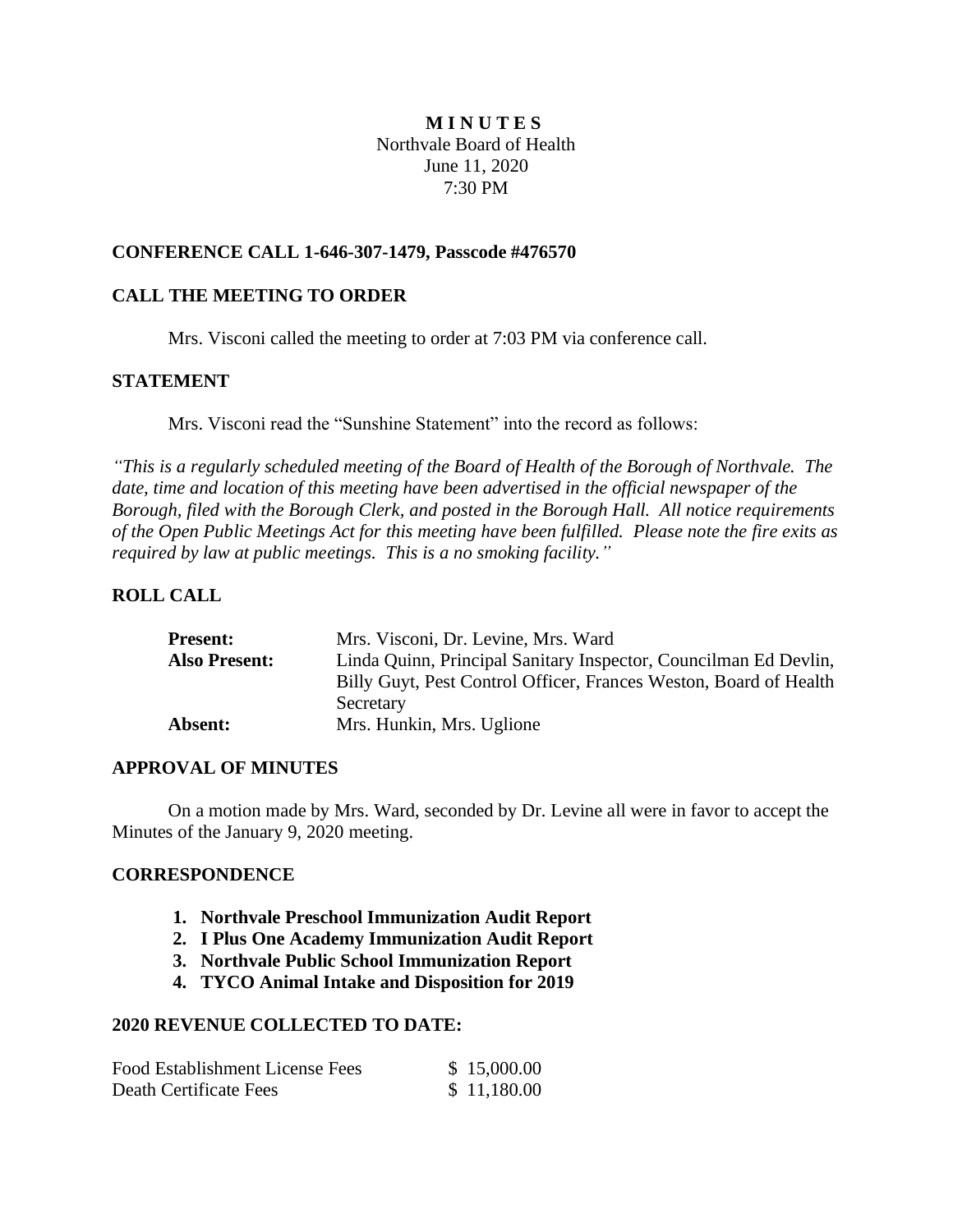**M I N U T E S**

Northvale Board of Health
June 11, 2020
7:30 PM

## CONFERENCE CALL 1-646-307-1479, Passcode #476570

## CALL THE MEETING TO ORDER

Mrs. Visconi called the meeting to order at 7:03 PM via conference call.

## STATEMENT

Mrs. Visconi read the "Sunshine Statement" into the record as follows:

*"This is a regularly scheduled meeting of the Board of Health of the Borough of Northvale. The date, time and location of this meeting have been advertised in the official newspaper of the Borough, filed with the Borough Clerk, and posted in the Borough Hall. All notice requirements of the Open Public Meetings Act for this meeting have been fulfilled. Please note the fire exits as required by law at public meetings. This is a no smoking facility."*

## ROLL CALL

| | |
|---|---|
| **Present:** | Mrs. Visconi, Dr. Levine, Mrs. Ward |
| **Also Present:** | Linda Quinn, Principal Sanitary Inspector, Councilman Ed Devlin, Billy Guyt, Pest Control Officer, Frances Weston, Board of Health Secretary |
| **Absent:** | Mrs. Hunkin, Mrs. Uglione |

## APPROVAL OF MINUTES

On a motion made by Mrs. Ward, seconded by Dr. Levine all were in favor to accept the Minutes of the January 9, 2020 meeting.

## CORRESPONDENCE

1. **Northvale Preschool Immunization Audit Report**
2. **I Plus One Academy Immunization Audit Report**
3. **Northvale Public School Immunization Report**
4. **TYCO Animal Intake and Disposition for 2019**

## 2020 REVENUE COLLECTED TO DATE:

| | |
|---|---|
| Food Establishment License Fees | $ 15,000.00 |
| Death Certificate Fees | $ 11,180.00 |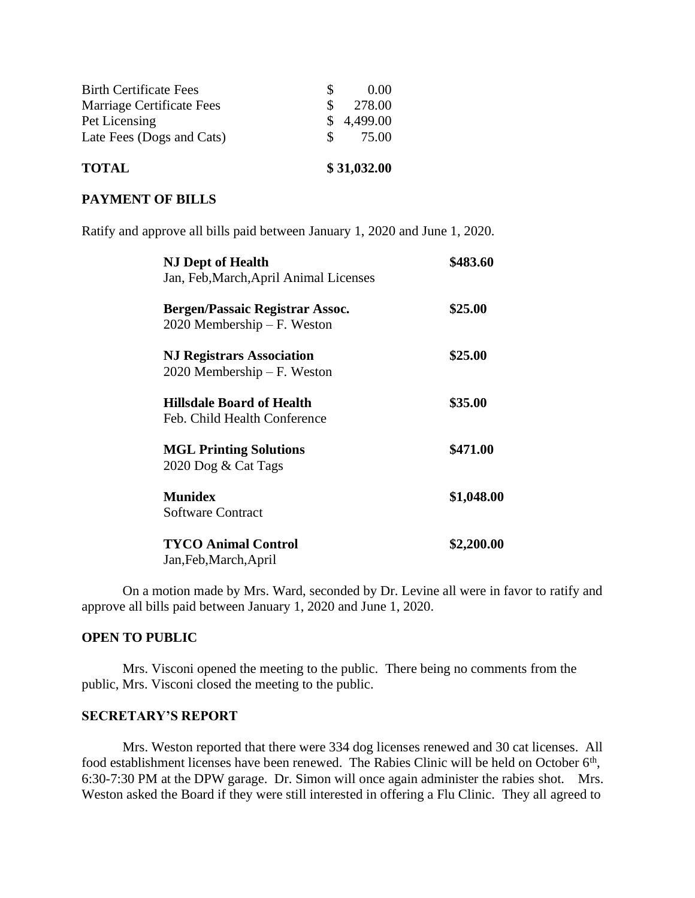| | |
|---|---|
| Birth Certificate Fees | $ 0.00 |
| Marriage Certificate Fees | $ 278.00 |
| Pet Licensing | $ 4,499.00 |
| Late Fees (Dogs and Cats) | $ 75.00 |
| **TOTAL** | **$ 31,032.00** |

**PAYMENT OF BILLS**

Ratify and approve all bills paid between January 1, 2020 and June 1, 2020.

| | |
|---|---|
| **NJ Dept of Health**<br>Jan, Feb,March,April Animal Licenses | **$483.60** |
| **Bergen/Passaic Registrar Assoc.**<br>2020 Membership – F. Weston | **$25.00** |
| **NJ Registrars Association**<br>2020 Membership – F. Weston | **$25.00** |
| **Hillsdale Board of Health**<br>Feb. Child Health Conference | **$35.00** |
| **MGL Printing Solutions**<br>2020 Dog & Cat Tags | **$471.00** |
| **Munidex**<br>Software Contract | **$1,048.00** |
| **TYCO Animal Control**<br>Jan,Feb,March,April | **$2,200.00** |

On a motion made by Mrs. Ward, seconded by Dr. Levine all were in favor to ratify and approve all bills paid between January 1, 2020 and June 1, 2020.

**OPEN TO PUBLIC**

Mrs. Visconi opened the meeting to the public. There being no comments from the public, Mrs. Visconi closed the meeting to the public.

**SECRETARY'S REPORT**

Mrs. Weston reported that there were 334 dog licenses renewed and 30 cat licenses. All food establishment licenses have been renewed. The Rabies Clinic will be held on October 6th, 6:30-7:30 PM at the DPW garage. Dr. Simon will once again administer the rabies shot. Mrs. Weston asked the Board if they were still interested in offering a Flu Clinic. They all agreed to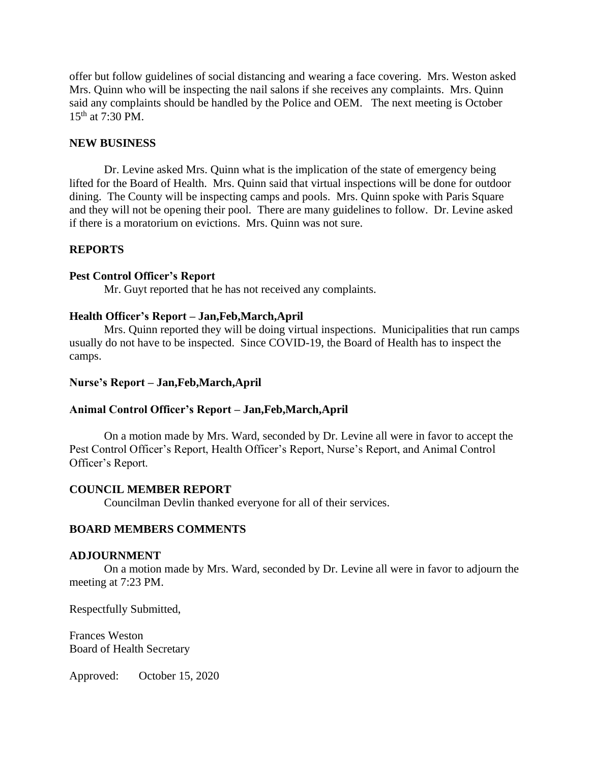offer but follow guidelines of social distancing and wearing a face covering. Mrs. Weston asked Mrs. Quinn who will be inspecting the nail salons if she receives any complaints. Mrs. Quinn said any complaints should be handled by the Police and OEM. The next meeting is October 15th at 7:30 PM.

**NEW BUSINESS**

Dr. Levine asked Mrs. Quinn what is the implication of the state of emergency being lifted for the Board of Health. Mrs. Quinn said that virtual inspections will be done for outdoor dining. The County will be inspecting camps and pools. Mrs. Quinn spoke with Paris Square and they will not be opening their pool. There are many guidelines to follow. Dr. Levine asked if there is a moratorium on evictions. Mrs. Quinn was not sure.

**REPORTS**

**Pest Control Officer's Report**

Mr. Guyt reported that he has not received any complaints.

**Health Officer's Report – Jan,Feb,March,April**

Mrs. Quinn reported they will be doing virtual inspections. Municipalities that run camps usually do not have to be inspected. Since COVID-19, the Board of Health has to inspect the camps.

**Nurse's Report – Jan,Feb,March,April**

**Animal Control Officer's Report – Jan,Feb,March,April**

On a motion made by Mrs. Ward, seconded by Dr. Levine all were in favor to accept the Pest Control Officer's Report, Health Officer's Report, Nurse's Report, and Animal Control Officer's Report.

**COUNCIL MEMBER REPORT**

Councilman Devlin thanked everyone for all of their services.

**BOARD MEMBERS COMMENTS**

**ADJOURNMENT**

On a motion made by Mrs. Ward, seconded by Dr. Levine all were in favor to adjourn the meeting at 7:23 PM.

Respectfully Submitted,

Frances Weston
Board of Health Secretary

Approved: October 15, 2020